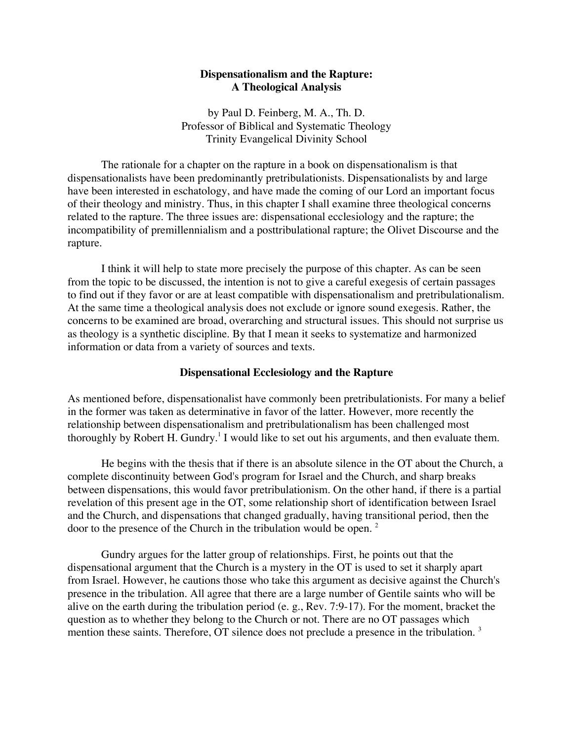# Dispensationalism and the Rapture: A Theological Analysis

by Paul D. Feinberg, M. A., Th. D.
Professor of Biblical and Systematic Theology
Trinity Evangelical Divinity School

The rationale for a chapter on the rapture in a book on dispensationalism is that dispensationalists have been predominantly pretribulationists. Dispensationalists by and large have been interested in eschatology, and have made the coming of our Lord an important focus of their theology and ministry. Thus, in this chapter I shall examine three theological concerns related to the rapture. The three issues are: dispensational ecclesiology and the rapture; the incompatibility of premillennialism and a posttribulational rapture; the Olivet Discourse and the rapture.

I think it will help to state more precisely the purpose of this chapter. As can be seen from the topic to be discussed, the intention is not to give a careful exegesis of certain passages to find out if they favor or are at least compatible with dispensationalism and pretribulationalism. At the same time a theological analysis does not exclude or ignore sound exegesis. Rather, the concerns to be examined are broad, overarching and structural issues. This should not surprise us as theology is a synthetic discipline. By that I mean it seeks to systematize and harmonized information or data from a variety of sources and texts.

## Dispensational Ecclesiology and the Rapture

As mentioned before, dispensationalist have commonly been pretribulationists. For many a belief in the former was taken as determinative in favor of the latter. However, more recently the relationship between dispensationalism and pretribulationalism has been challenged most thoroughly by Robert H. Gundry.[1] I would like to set out his arguments, and then evaluate them.

He begins with the thesis that if there is an absolute silence in the OT about the Church, a complete discontinuity between God's program for Israel and the Church, and sharp breaks between dispensations, this would favor pretribulationism. On the other hand, if there is a partial revelation of this present age in the OT, some relationship short of identification between Israel and the Church, and dispensations that changed gradually, having transitional period, then the door to the presence of the Church in the tribulation would be open. [2]

Gundry argues for the latter group of relationships. First, he points out that the dispensational argument that the Church is a mystery in the OT is used to set it sharply apart from Israel. However, he cautions those who take this argument as decisive against the Church's presence in the tribulation. All agree that there are a large number of Gentile saints who will be alive on the earth during the tribulation period (e. g., Rev. 7:9-17). For the moment, bracket the question as to whether they belong to the Church or not. There are no OT passages which mention these saints. Therefore, OT silence does not preclude a presence in the tribulation. [3]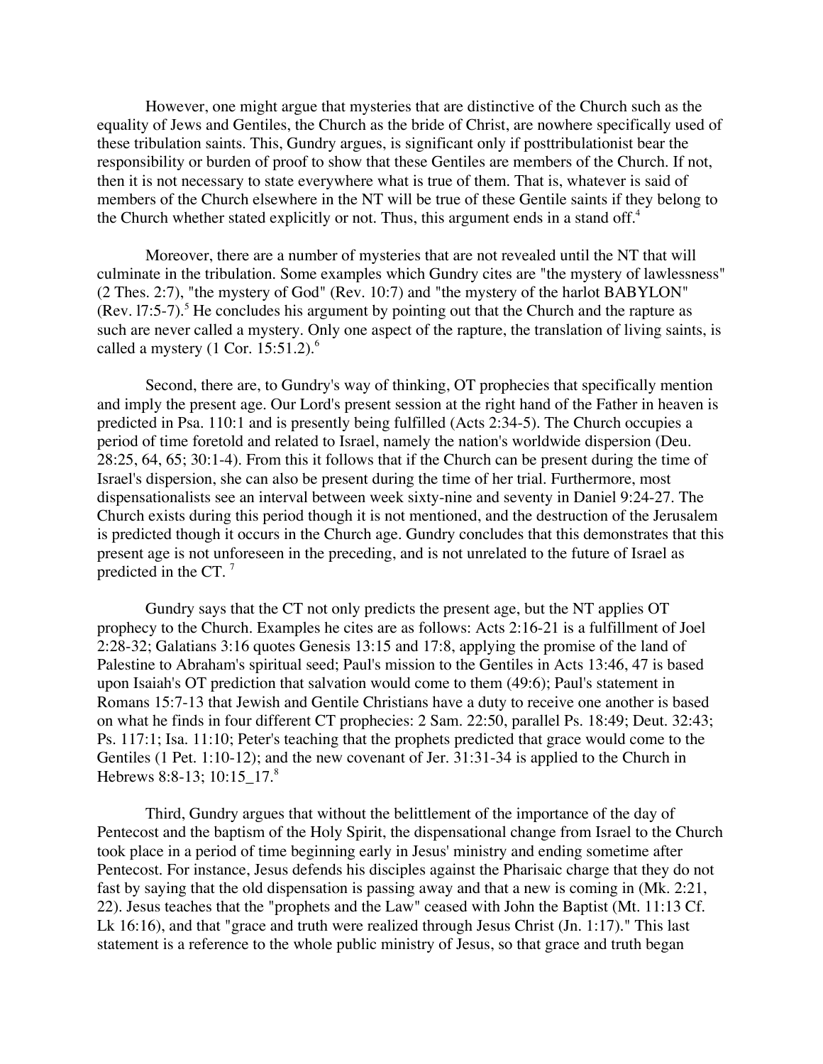However, one might argue that mysteries that are distinctive of the Church such as the equality of Jews and Gentiles, the Church as the bride of Christ, are nowhere specifically used of these tribulation saints. This, Gundry argues, is significant only if posttribulationist bear the responsibility or burden of proof to show that these Gentiles are members of the Church. If not, then it is not necessary to state everywhere what is true of them. That is, whatever is said of members of the Church elsewhere in the NT will be true of these Gentile saints if they belong to the Church whether stated explicitly or not. Thus, this argument ends in a stand off.[4]

Moreover, there are a number of mysteries that are not revealed until the NT that will culminate in the tribulation. Some examples which Gundry cites are "the mystery of lawlessness" (2 Thes. 2:7), "the mystery of God" (Rev. 10:7) and "the mystery of the harlot BABYLON" (Rev. l7:5-7).[5] He concludes his argument by pointing out that the Church and the rapture as such are never called a mystery. Only one aspect of the rapture, the translation of living saints, is called a mystery (1 Cor. 15:51.2).[6]

Second, there are, to Gundry's way of thinking, OT prophecies that specifically mention and imply the present age. Our Lord's present session at the right hand of the Father in heaven is predicted in Psa. 110:1 and is presently being fulfilled (Acts 2:34-5). The Church occupies a period of time foretold and related to Israel, namely the nation's worldwide dispersion (Deu. 28:25, 64, 65; 30:1-4). From this it follows that if the Church can be present during the time of Israel's dispersion, she can also be present during the time of her trial. Furthermore, most dispensationalists see an interval between week sixty-nine and seventy in Daniel 9:24-27. The Church exists during this period though it is not mentioned, and the destruction of the Jerusalem is predicted though it occurs in the Church age. Gundry concludes that this demonstrates that this present age is not unforeseen in the preceding, and is not unrelated to the future of Israel as predicted in the CT. [7]

Gundry says that the CT not only predicts the present age, but the NT applies OT prophecy to the Church. Examples he cites are as follows: Acts 2:16-21 is a fulfillment of Joel 2:28-32; Galatians 3:16 quotes Genesis 13:15 and 17:8, applying the promise of the land of Palestine to Abraham's spiritual seed; Paul's mission to the Gentiles in Acts 13:46, 47 is based upon Isaiah's OT prediction that salvation would come to them (49:6); Paul's statement in Romans 15:7-13 that Jewish and Gentile Christians have a duty to receive one another is based on what he finds in four different CT prophecies: 2 Sam. 22:50, parallel Ps. 18:49; Deut. 32:43; Ps. 117:1; Isa. 11:10; Peter's teaching that the prophets predicted that grace would come to the Gentiles (1 Pet. 1:10-12); and the new covenant of Jer. 31:31-34 is applied to the Church in Hebrews 8:8-13; 10:15_17.[8]

Third, Gundry argues that without the belittlement of the importance of the day of Pentecost and the baptism of the Holy Spirit, the dispensational change from Israel to the Church took place in a period of time beginning early in Jesus' ministry and ending sometime after Pentecost. For instance, Jesus defends his disciples against the Pharisaic charge that they do not fast by saying that the old dispensation is passing away and that a new is coming in (Mk. 2:21, 22). Jesus teaches that the "prophets and the Law" ceased with John the Baptist (Mt. 11:13 Cf. Lk 16:16), and that "grace and truth were realized through Jesus Christ (Jn. 1:17)." This last statement is a reference to the whole public ministry of Jesus, so that grace and truth began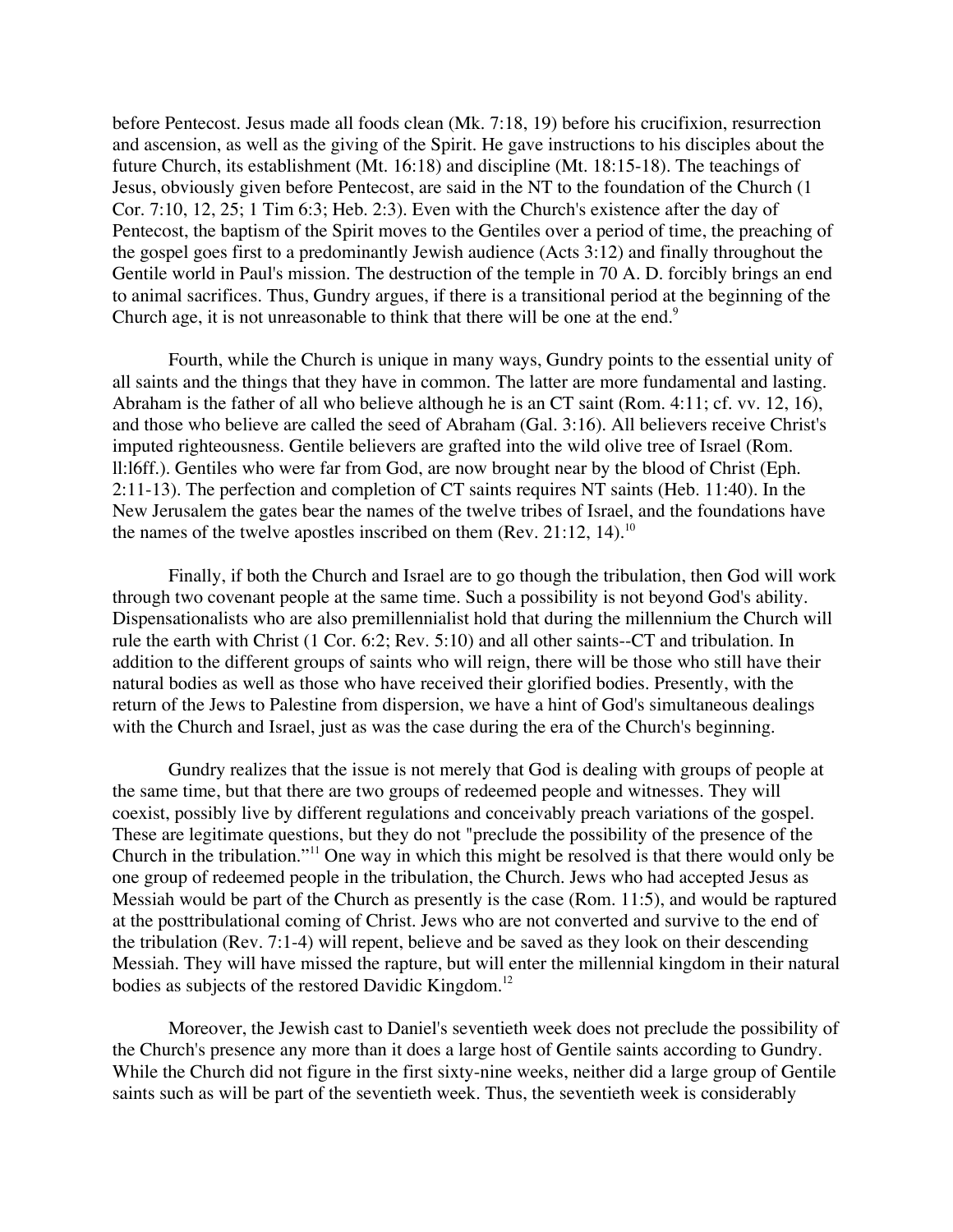before Pentecost. Jesus made all foods clean (Mk. 7:18, 19) before his crucifixion, resurrection and ascension, as well as the giving of the Spirit. He gave instructions to his disciples about the future Church, its establishment (Mt. 16:18) and discipline (Mt. 18:15-18). The teachings of Jesus, obviously given before Pentecost, are said in the NT to the foundation of the Church (1 Cor. 7:10, 12, 25; 1 Tim 6:3; Heb. 2:3). Even with the Church's existence after the day of Pentecost, the baptism of the Spirit moves to the Gentiles over a period of time, the preaching of the gospel goes first to a predominantly Jewish audience (Acts 3:12) and finally throughout the Gentile world in Paul's mission. The destruction of the temple in 70 A. D. forcibly brings an end to animal sacrifices. Thus, Gundry argues, if there is a transitional period at the beginning of the Church age, it is not unreasonable to think that there will be one at the end.[9]

Fourth, while the Church is unique in many ways, Gundry points to the essential unity of all saints and the things that they have in common. The latter are more fundamental and lasting. Abraham is the father of all who believe although he is an CT saint (Rom. 4:11; cf. vv. 12, 16), and those who believe are called the seed of Abraham (Gal. 3:16). All believers receive Christ's imputed righteousness. Gentile believers are grafted into the wild olive tree of Israel (Rom. ll:l6ff.). Gentiles who were far from God, are now brought near by the blood of Christ (Eph. 2:11-13). The perfection and completion of CT saints requires NT saints (Heb. 11:40). In the New Jerusalem the gates bear the names of the twelve tribes of Israel, and the foundations have the names of the twelve apostles inscribed on them (Rev. 21:12, 14).[10]

Finally, if both the Church and Israel are to go though the tribulation, then God will work through two covenant people at the same time. Such a possibility is not beyond God's ability. Dispensationalists who are also premillennialist hold that during the millennium the Church will rule the earth with Christ (1 Cor. 6:2; Rev. 5:10) and all other saints--CT and tribulation. In addition to the different groups of saints who will reign, there will be those who still have their natural bodies as well as those who have received their glorified bodies. Presently, with the return of the Jews to Palestine from dispersion, we have a hint of God's simultaneous dealings with the Church and Israel, just as was the case during the era of the Church's beginning.

Gundry realizes that the issue is not merely that God is dealing with groups of people at the same time, but that there are two groups of redeemed people and witnesses. They will coexist, possibly live by different regulations and conceivably preach variations of the gospel. These are legitimate questions, but they do not "preclude the possibility of the presence of the Church in the tribulation."[11] One way in which this might be resolved is that there would only be one group of redeemed people in the tribulation, the Church. Jews who had accepted Jesus as Messiah would be part of the Church as presently is the case (Rom. 11:5), and would be raptured at the posttribulational coming of Christ. Jews who are not converted and survive to the end of the tribulation (Rev. 7:1-4) will repent, believe and be saved as they look on their descending Messiah. They will have missed the rapture, but will enter the millennial kingdom in their natural bodies as subjects of the restored Davidic Kingdom.[12]

Moreover, the Jewish cast to Daniel's seventieth week does not preclude the possibility of the Church's presence any more than it does a large host of Gentile saints according to Gundry. While the Church did not figure in the first sixty-nine weeks, neither did a large group of Gentile saints such as will be part of the seventieth week. Thus, the seventieth week is considerably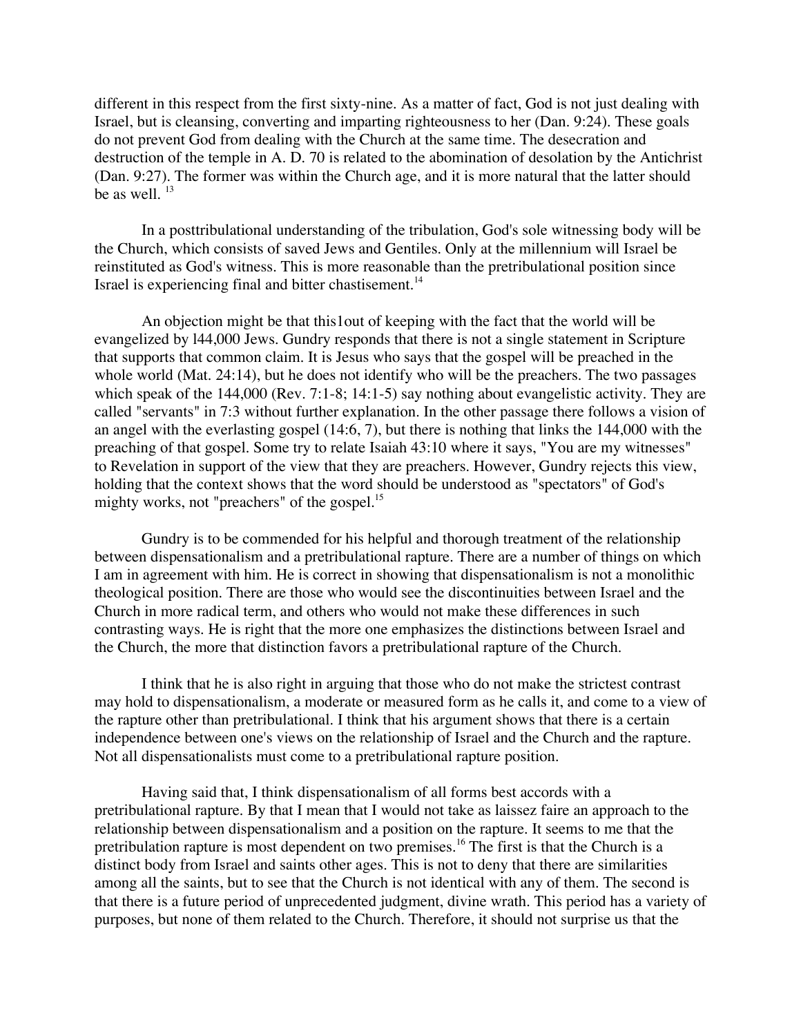different in this respect from the first sixty-nine. As a matter of fact, God is not just dealing with Israel, but is cleansing, converting and imparting righteousness to her (Dan. 9:24). These goals do not prevent God from dealing with the Church at the same time. The desecration and destruction of the temple in A. D. 70 is related to the abomination of desolation by the Antichrist (Dan. 9:27). The former was within the Church age, and it is more natural that the latter should be as well. [13]

In a posttribulational understanding of the tribulation, God's sole witnessing body will be the Church, which consists of saved Jews and Gentiles. Only at the millennium will Israel be reinstituted as God's witness. This is more reasonable than the pretribulational position since Israel is experiencing final and bitter chastisement.[14]

An objection might be that this1out of keeping with the fact that the world will be evangelized by l44,000 Jews. Gundry responds that there is not a single statement in Scripture that supports that common claim. It is Jesus who says that the gospel will be preached in the whole world (Mat. 24:14), but he does not identify who will be the preachers. The two passages which speak of the 144,000 (Rev. 7:1-8; 14:1-5) say nothing about evangelistic activity. They are called "servants" in 7:3 without further explanation. In the other passage there follows a vision of an angel with the everlasting gospel (14:6, 7), but there is nothing that links the 144,000 with the preaching of that gospel. Some try to relate Isaiah 43:10 where it says, "You are my witnesses" to Revelation in support of the view that they are preachers. However, Gundry rejects this view, holding that the context shows that the word should be understood as "spectators" of God's mighty works, not "preachers" of the gospel.[15]

Gundry is to be commended for his helpful and thorough treatment of the relationship between dispensationalism and a pretribulational rapture. There are a number of things on which I am in agreement with him. He is correct in showing that dispensationalism is not a monolithic theological position. There are those who would see the discontinuities between Israel and the Church in more radical term, and others who would not make these differences in such contrasting ways. He is right that the more one emphasizes the distinctions between Israel and the Church, the more that distinction favors a pretribulational rapture of the Church.

I think that he is also right in arguing that those who do not make the strictest contrast may hold to dispensationalism, a moderate or measured form as he calls it, and come to a view of the rapture other than pretribulational. I think that his argument shows that there is a certain independence between one's views on the relationship of Israel and the Church and the rapture. Not all dispensationalists must come to a pretribulational rapture position.

Having said that, I think dispensationalism of all forms best accords with a pretribulational rapture. By that I mean that I would not take as laissez faire an approach to the relationship between dispensationalism and a position on the rapture. It seems to me that the pretribulation rapture is most dependent on two premises.[16] The first is that the Church is a distinct body from Israel and saints other ages. This is not to deny that there are similarities among all the saints, but to see that the Church is not identical with any of them. The second is that there is a future period of unprecedented judgment, divine wrath. This period has a variety of purposes, but none of them related to the Church. Therefore, it should not surprise us that the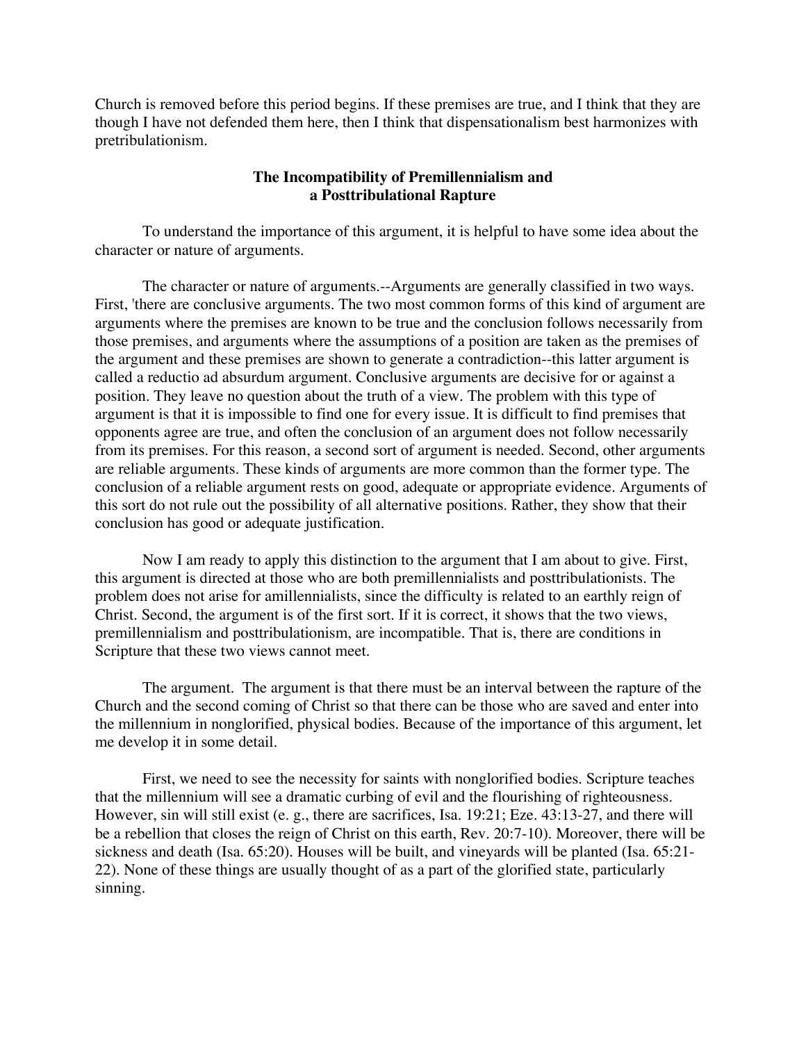Church is removed before this period begins. If these premises are true, and I think that they are though I have not defended them here, then I think that dispensationalism best harmonizes with pretribulationism.

## The Incompatibility of Premillennialism and a Posttribulational Rapture

To understand the importance of this argument, it is helpful to have some idea about the character or nature of arguments.

The character or nature of arguments.--Arguments are generally classified in two ways. First, 'there are conclusive arguments. The two most common forms of this kind of argument are arguments where the premises are known to be true and the conclusion follows necessarily from those premises, and arguments where the assumptions of a position are taken as the premises of the argument and these premises are shown to generate a contradiction--this latter argument is called a reductio ad absurdum argument. Conclusive arguments are decisive for or against a position. They leave no question about the truth of a view. The problem with this type of argument is that it is impossible to find one for every issue. It is difficult to find premises that opponents agree are true, and often the conclusion of an argument does not follow necessarily from its premises. For this reason, a second sort of argument is needed. Second, other arguments are reliable arguments. These kinds of arguments are more common than the former type. The conclusion of a reliable argument rests on good, adequate or appropriate evidence. Arguments of this sort do not rule out the possibility of all alternative positions. Rather, they show that their conclusion has good or adequate justification.

Now I am ready to apply this distinction to the argument that I am about to give. First, this argument is directed at those who are both premillennialists and posttribulationists. The problem does not arise for amillennialists, since the difficulty is related to an earthly reign of Christ. Second, the argument is of the first sort. If it is correct, it shows that the two views, premillennialism and posttribulationism, are incompatible. That is, there are conditions in Scripture that these two views cannot meet.

The argument. The argument is that there must be an interval between the rapture of the Church and the second coming of Christ so that there can be those who are saved and enter into the millennium in nonglorified, physical bodies. Because of the importance of this argument, let me develop it in some detail.

First, we need to see the necessity for saints with nonglorified bodies. Scripture teaches that the millennium will see a dramatic curbing of evil and the flourishing of righteousness. However, sin will still exist (e. g., there are sacrifices, Isa. 19:21; Eze. 43:13-27, and there will be a rebellion that closes the reign of Christ on this earth, Rev. 20:7-10). Moreover, there will be sickness and death (Isa. 65:20). Houses will be built, and vineyards will be planted (Isa. 65:21-22). None of these things are usually thought of as a part of the glorified state, particularly sinning.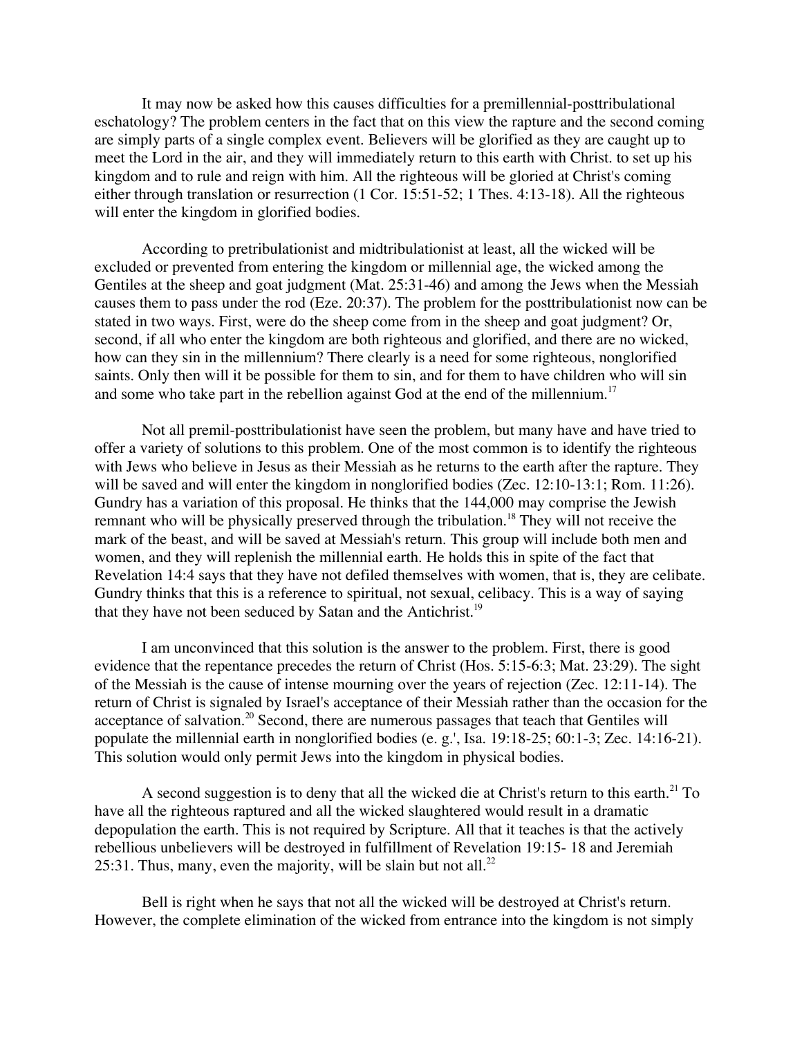It may now be asked how this causes difficulties for a premillennial-posttribulational eschatology? The problem centers in the fact that on this view the rapture and the second coming are simply parts of a single complex event. Believers will be glorified as they are caught up to meet the Lord in the air, and they will immediately return to this earth with Christ. to set up his kingdom and to rule and reign with him. All the righteous will be gloried at Christ's coming either through translation or resurrection (1 Cor. 15:51-52; 1 Thes. 4:13-18). All the righteous will enter the kingdom in glorified bodies.

According to pretribulationist and midtribulationist at least, all the wicked will be excluded or prevented from entering the kingdom or millennial age, the wicked among the Gentiles at the sheep and goat judgment (Mat. 25:31-46) and among the Jews when the Messiah causes them to pass under the rod (Eze. 20:37). The problem for the posttribulationist now can be stated in two ways. First, were do the sheep come from in the sheep and goat judgment? Or, second, if all who enter the kingdom are both righteous and glorified, and there are no wicked, how can they sin in the millennium? There clearly is a need for some righteous, nonglorified saints. Only then will it be possible for them to sin, and for them to have children who will sin and some who take part in the rebellion against God at the end of the millennium.[17]

Not all premil-posttribulationist have seen the problem, but many have and have tried to offer a variety of solutions to this problem. One of the most common is to identify the righteous with Jews who believe in Jesus as their Messiah as he returns to the earth after the rapture. They will be saved and will enter the kingdom in nonglorified bodies (Zec. 12:10-13:1; Rom. 11:26). Gundry has a variation of this proposal. He thinks that the 144,000 may comprise the Jewish remnant who will be physically preserved through the tribulation.[18] They will not receive the mark of the beast, and will be saved at Messiah's return. This group will include both men and women, and they will replenish the millennial earth. He holds this in spite of the fact that Revelation 14:4 says that they have not defiled themselves with women, that is, they are celibate. Gundry thinks that this is a reference to spiritual, not sexual, celibacy. This is a way of saying that they have not been seduced by Satan and the Antichrist.[19]

I am unconvinced that this solution is the answer to the problem. First, there is good evidence that the repentance precedes the return of Christ (Hos. 5:15-6:3; Mat. 23:29). The sight of the Messiah is the cause of intense mourning over the years of rejection (Zec. 12:11-14). The return of Christ is signaled by Israel's acceptance of their Messiah rather than the occasion for the acceptance of salvation.[20] Second, there are numerous passages that teach that Gentiles will populate the millennial earth in nonglorified bodies (e. g.', Isa. 19:18-25; 60:1-3; Zec. 14:16-21). This solution would only permit Jews into the kingdom in physical bodies.

A second suggestion is to deny that all the wicked die at Christ's return to this earth.[21] To have all the righteous raptured and all the wicked slaughtered would result in a dramatic depopulation the earth. This is not required by Scripture. All that it teaches is that the actively rebellious unbelievers will be destroyed in fulfillment of Revelation 19:15- 18 and Jeremiah 25:31. Thus, many, even the majority, will be slain but not all.[22]

Bell is right when he says that not all the wicked will be destroyed at Christ's return. However, the complete elimination of the wicked from entrance into the kingdom is not simply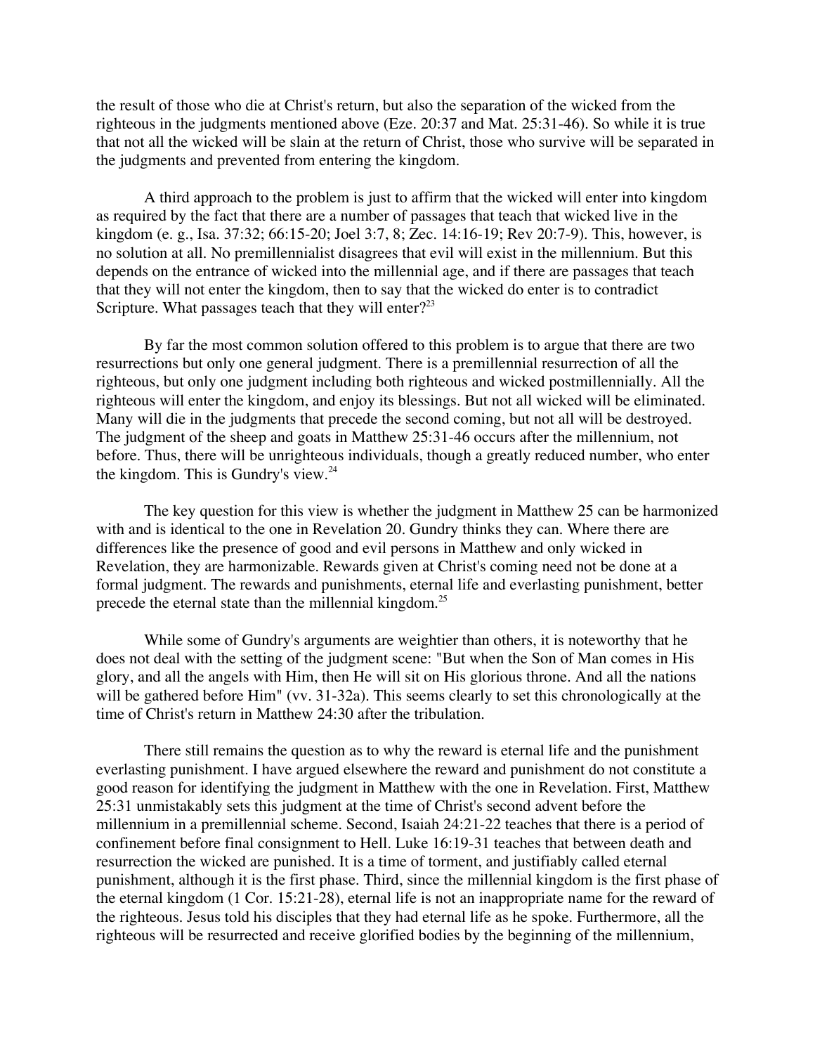the result of those who die at Christ's return, but also the separation of the wicked from the righteous in the judgments mentioned above (Eze. 20:37 and Mat. 25:31-46). So while it is true that not all the wicked will be slain at the return of Christ, those who survive will be separated in the judgments and prevented from entering the kingdom.

A third approach to the problem is just to affirm that the wicked will enter into kingdom as required by the fact that there are a number of passages that teach that wicked live in the kingdom (e. g., Isa. 37:32; 66:15-20; Joel 3:7, 8; Zec. 14:16-19; Rev 20:7-9). This, however, is no solution at all. No premillennialist disagrees that evil will exist in the millennium. But this depends on the entrance of wicked into the millennial age, and if there are passages that teach that they will not enter the kingdom, then to say that the wicked do enter is to contradict Scripture. What passages teach that they will enter?[23]

By far the most common solution offered to this problem is to argue that there are two resurrections but only one general judgment. There is a premillennial resurrection of all the righteous, but only one judgment including both righteous and wicked postmillennially. All the righteous will enter the kingdom, and enjoy its blessings. But not all wicked will be eliminated. Many will die in the judgments that precede the second coming, but not all will be destroyed. The judgment of the sheep and goats in Matthew 25:31-46 occurs after the millennium, not before. Thus, there will be unrighteous individuals, though a greatly reduced number, who enter the kingdom. This is Gundry's view.[24]

The key question for this view is whether the judgment in Matthew 25 can be harmonized with and is identical to the one in Revelation 20. Gundry thinks they can. Where there are differences like the presence of good and evil persons in Matthew and only wicked in Revelation, they are harmonizable. Rewards given at Christ's coming need not be done at a formal judgment. The rewards and punishments, eternal life and everlasting punishment, better precede the eternal state than the millennial kingdom.[25]

While some of Gundry's arguments are weightier than others, it is noteworthy that he does not deal with the setting of the judgment scene: "But when the Son of Man comes in His glory, and all the angels with Him, then He will sit on His glorious throne. And all the nations will be gathered before Him" (vv. 31-32a). This seems clearly to set this chronologically at the time of Christ's return in Matthew 24:30 after the tribulation.

There still remains the question as to why the reward is eternal life and the punishment everlasting punishment. I have argued elsewhere the reward and punishment do not constitute a good reason for identifying the judgment in Matthew with the one in Revelation. First, Matthew 25:31 unmistakably sets this judgment at the time of Christ's second advent before the millennium in a premillennial scheme. Second, Isaiah 24:21-22 teaches that there is a period of confinement before final consignment to Hell. Luke 16:19-31 teaches that between death and resurrection the wicked are punished. It is a time of torment, and justifiably called eternal punishment, although it is the first phase. Third, since the millennial kingdom is the first phase of the eternal kingdom (1 Cor. 15:21-28), eternal life is not an inappropriate name for the reward of the righteous. Jesus told his disciples that they had eternal life as he spoke. Furthermore, all the righteous will be resurrected and receive glorified bodies by the beginning of the millennium,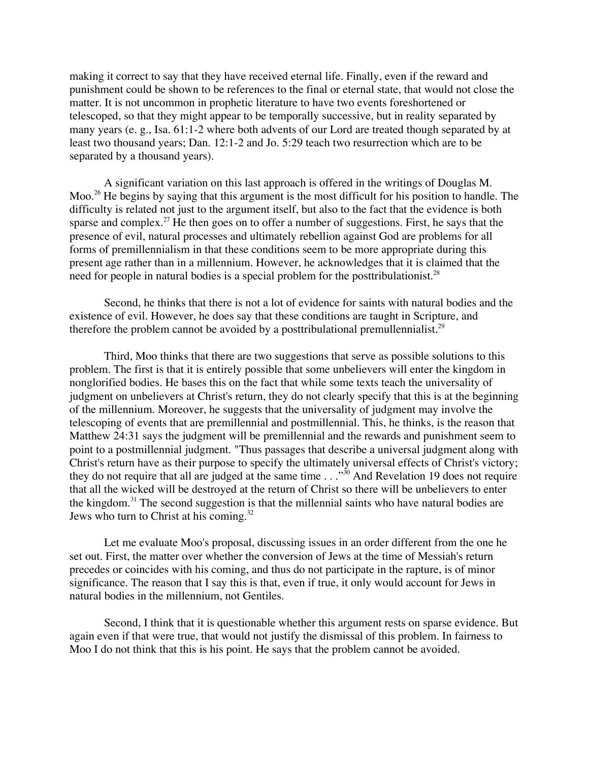making it correct to say that they have received eternal life. Finally, even if the reward and punishment could be shown to be references to the final or eternal state, that would not close the matter. It is not uncommon in prophetic literature to have two events foreshortened or telescoped, so that they might appear to be temporally successive, but in reality separated by many years (e. g., Isa. 61:1-2 where both advents of our Lord are treated though separated by at least two thousand years; Dan. 12:1-2 and Jo. 5:29 teach two resurrection which are to be separated by a thousand years).

A significant variation on this last approach is offered in the writings of Douglas M. Moo.[26] He begins by saying that this argument is the most difficult for his position to handle. The difficulty is related not just to the argument itself, but also to the fact that the evidence is both sparse and complex.[27] He then goes on to offer a number of suggestions. First, he says that the presence of evil, natural processes and ultimately rebellion against God are problems for all forms of premillennialism in that these conditions seem to be more appropriate during this present age rather than in a millennium. However, he acknowledges that it is claimed that the need for people in natural bodies is a special problem for the posttribulationist.[28]

Second, he thinks that there is not a lot of evidence for saints with natural bodies and the existence of evil. However, he does say that these conditions are taught in Scripture, and therefore the problem cannot be avoided by a posttribulational premullennialist.[29]

Third, Moo thinks that there are two suggestions that serve as possible solutions to this problem. The first is that it is entirely possible that some unbelievers will enter the kingdom in nonglorified bodies. He bases this on the fact that while some texts teach the universality of judgment on unbelievers at Christ's return, they do not clearly specify that this is at the beginning of the millennium. Moreover, he suggests that the universality of judgment may involve the telescoping of events that are premillennial and postmillennial. This, he thinks, is the reason that Matthew 24:31 says the judgment will be premillennial and the rewards and punishment seem to point to a postmillennial judgment. "Thus passages that describe a universal judgment along with Christ's return have as their purpose to specify the ultimately universal effects of Christ's victory; they do not require that all are judged at the same time . . ."[30] And Revelation 19 does not require that all the wicked will be destroyed at the return of Christ so there will be unbelievers to enter the kingdom.[31] The second suggestion is that the millennial saints who have natural bodies are Jews who turn to Christ at his coming.[32]

Let me evaluate Moo's proposal, discussing issues in an order different from the one he set out. First, the matter over whether the conversion of Jews at the time of Messiah's return precedes or coincides with his coming, and thus do not participate in the rapture, is of minor significance. The reason that I say this is that, even if true, it only would account for Jews in natural bodies in the millennium, not Gentiles.

Second, I think that it is questionable whether this argument rests on sparse evidence. But again even if that were true, that would not justify the dismissal of this problem. In fairness to Moo I do not think that this is his point. He says that the problem cannot be avoided.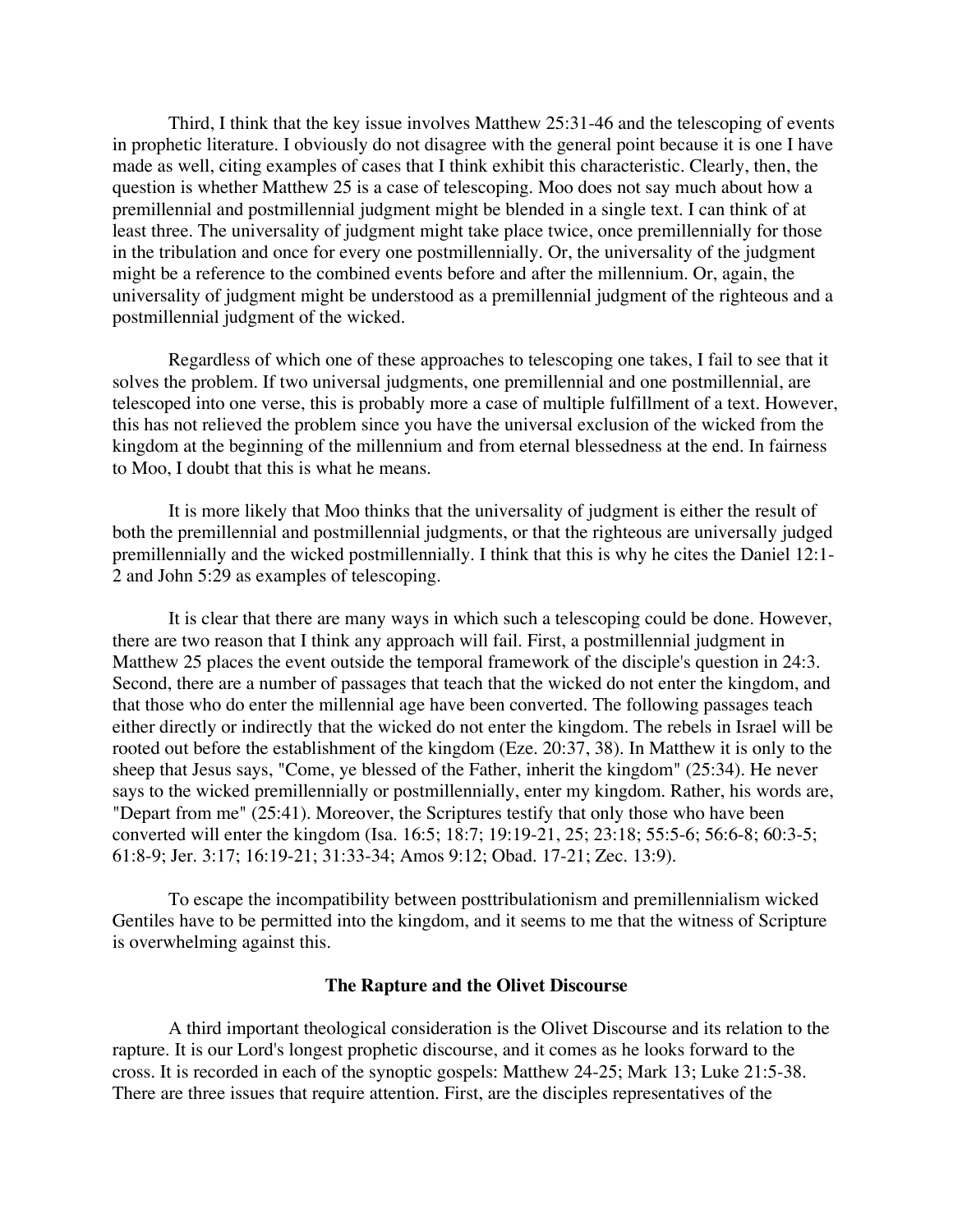Third, I think that the key issue involves Matthew 25:31-46 and the telescoping of events in prophetic literature. I obviously do not disagree with the general point because it is one I have made as well, citing examples of cases that I think exhibit this characteristic. Clearly, then, the question is whether Matthew 25 is a case of telescoping. Moo does not say much about how a premillennial and postmillennial judgment might be blended in a single text. I can think of at least three. The universality of judgment might take place twice, once premillennially for those in the tribulation and once for every one postmillennially. Or, the universality of the judgment might be a reference to the combined events before and after the millennium. Or, again, the universality of judgment might be understood as a premillennial judgment of the righteous and a postmillennial judgment of the wicked.

Regardless of which one of these approaches to telescoping one takes, I fail to see that it solves the problem. If two universal judgments, one premillennial and one postmillennial, are telescoped into one verse, this is probably more a case of multiple fulfillment of a text. However, this has not relieved the problem since you have the universal exclusion of the wicked from the kingdom at the beginning of the millennium and from eternal blessedness at the end. In fairness to Moo, I doubt that this is what he means.

It is more likely that Moo thinks that the universality of judgment is either the result of both the premillennial and postmillennial judgments, or that the righteous are universally judged premillennially and the wicked postmillennially. I think that this is why he cites the Daniel 12:1-2 and John 5:29 as examples of telescoping.

It is clear that there are many ways in which such a telescoping could be done. However, there are two reason that I think any approach will fail. First, a postmillennial judgment in Matthew 25 places the event outside the temporal framework of the disciple's question in 24:3. Second, there are a number of passages that teach that the wicked do not enter the kingdom, and that those who do enter the millennial age have been converted. The following passages teach either directly or indirectly that the wicked do not enter the kingdom. The rebels in Israel will be rooted out before the establishment of the kingdom (Eze. 20:37, 38). In Matthew it is only to the sheep that Jesus says, "Come, ye blessed of the Father, inherit the kingdom" (25:34). He never says to the wicked premillennially or postmillennially, enter my kingdom. Rather, his words are, "Depart from me" (25:41). Moreover, the Scriptures testify that only those who have been converted will enter the kingdom (Isa. 16:5; 18:7; 19:19-21, 25; 23:18; 55:5-6; 56:6-8; 60:3-5; 61:8-9; Jer. 3:17; 16:19-21; 31:33-34; Amos 9:12; Obad. 17-21; Zec. 13:9).

To escape the incompatibility between posttribulationism and premillennialism wicked Gentiles have to be permitted into the kingdom, and it seems to me that the witness of Scripture is overwhelming against this.

### The Rapture and the Olivet Discourse

A third important theological consideration is the Olivet Discourse and its relation to the rapture. It is our Lord's longest prophetic discourse, and it comes as he looks forward to the cross. It is recorded in each of the synoptic gospels: Matthew 24-25; Mark 13; Luke 21:5-38. There are three issues that require attention. First, are the disciples representatives of the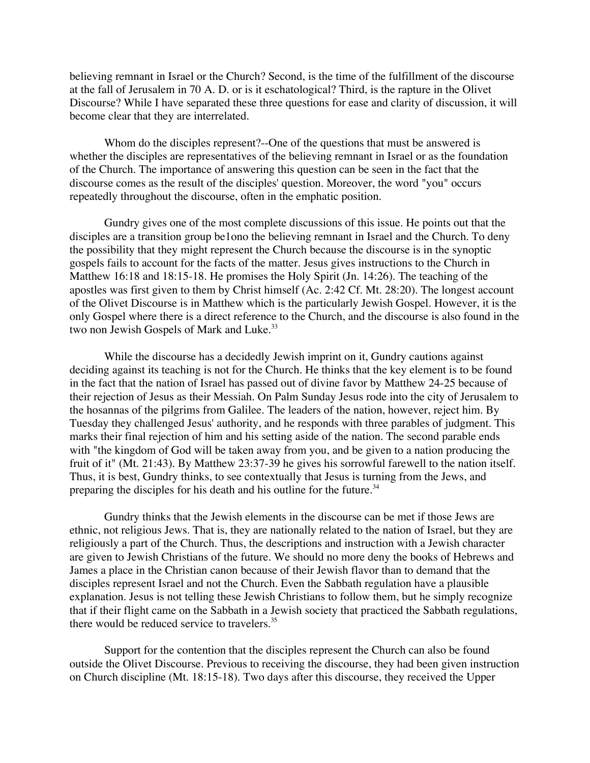believing remnant in Israel or the Church? Second, is the time of the fulfillment of the discourse at the fall of Jerusalem in 70 A. D. or is it eschatological? Third, is the rapture in the Olivet Discourse? While I have separated these three questions for ease and clarity of discussion, it will become clear that they are interrelated.

Whom do the disciples represent?--One of the questions that must be answered is whether the disciples are representatives of the believing remnant in Israel or as the foundation of the Church. The importance of answering this question can be seen in the fact that the discourse comes as the result of the disciples' question. Moreover, the word "you" occurs repeatedly throughout the discourse, often in the emphatic position.

Gundry gives one of the most complete discussions of this issue. He points out that the disciples are a transition group be1ono the believing remnant in Israel and the Church. To deny the possibility that they might represent the Church because the discourse is in the synoptic gospels fails to account for the facts of the matter. Jesus gives instructions to the Church in Matthew 16:18 and 18:15-18. He promises the Holy Spirit (Jn. 14:26). The teaching of the apostles was first given to them by Christ himself (Ac. 2:42 Cf. Mt. 28:20). The longest account of the Olivet Discourse is in Matthew which is the particularly Jewish Gospel. However, it is the only Gospel where there is a direct reference to the Church, and the discourse is also found in the two non Jewish Gospels of Mark and Luke.[33]

While the discourse has a decidedly Jewish imprint on it, Gundry cautions against deciding against its teaching is not for the Church. He thinks that the key element is to be found in the fact that the nation of Israel has passed out of divine favor by Matthew 24-25 because of their rejection of Jesus as their Messiah. On Palm Sunday Jesus rode into the city of Jerusalem to the hosannas of the pilgrims from Galilee. The leaders of the nation, however, reject him. By Tuesday they challenged Jesus' authority, and he responds with three parables of judgment. This marks their final rejection of him and his setting aside of the nation. The second parable ends with "the kingdom of God will be taken away from you, and be given to a nation producing the fruit of it" (Mt. 21:43). By Matthew 23:37-39 he gives his sorrowful farewell to the nation itself. Thus, it is best, Gundry thinks, to see contextually that Jesus is turning from the Jews, and preparing the disciples for his death and his outline for the future.[34]

Gundry thinks that the Jewish elements in the discourse can be met if those Jews are ethnic, not religious Jews. That is, they are nationally related to the nation of Israel, but they are religiously a part of the Church. Thus, the descriptions and instruction with a Jewish character are given to Jewish Christians of the future. We should no more deny the books of Hebrews and James a place in the Christian canon because of their Jewish flavor than to demand that the disciples represent Israel and not the Church. Even the Sabbath regulation have a plausible explanation. Jesus is not telling these Jewish Christians to follow them, but he simply recognize that if their flight came on the Sabbath in a Jewish society that practiced the Sabbath regulations, there would be reduced service to travelers.[35]

Support for the contention that the disciples represent the Church can also be found outside the Olivet Discourse. Previous to receiving the discourse, they had been given instruction on Church discipline (Mt. 18:15-18). Two days after this discourse, they received the Upper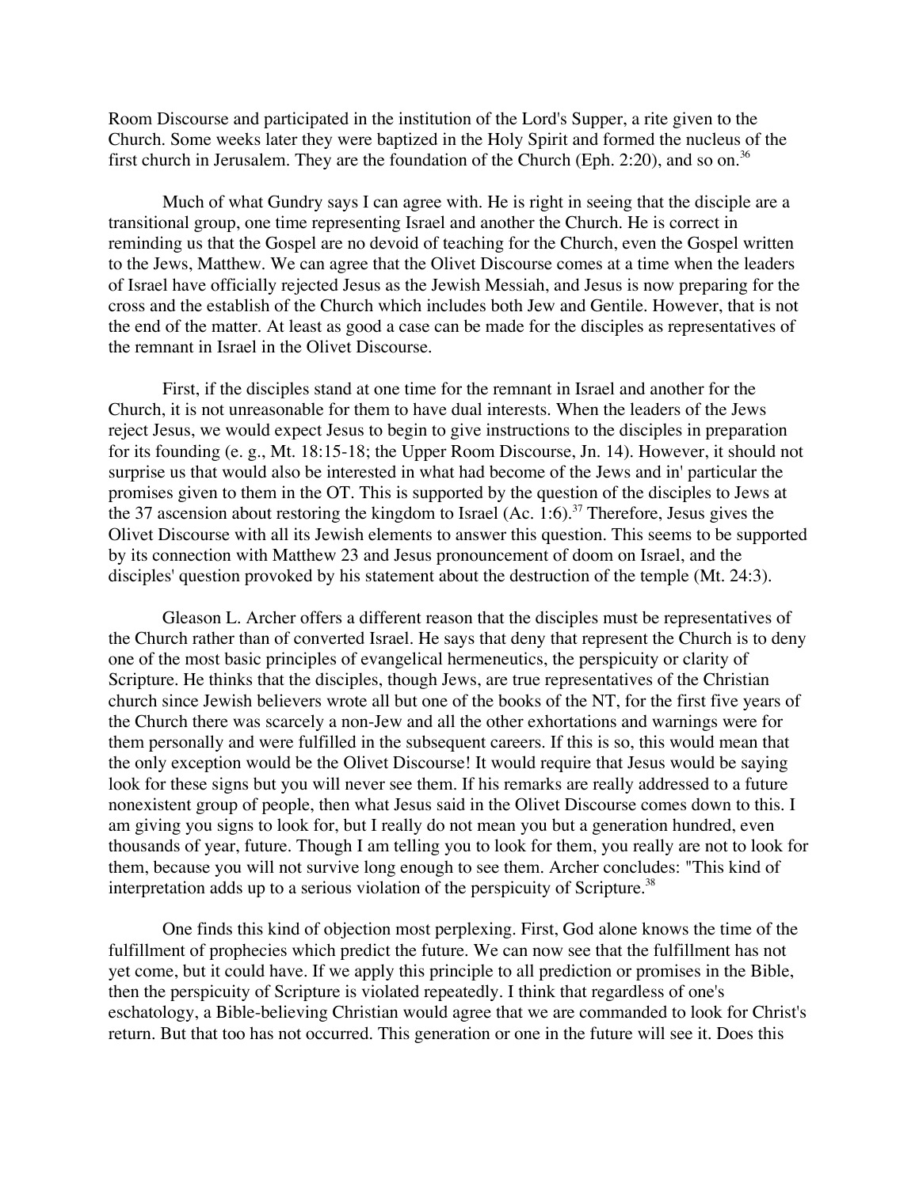Room Discourse and participated in the institution of the Lord's Supper, a rite given to the Church. Some weeks later they were baptized in the Holy Spirit and formed the nucleus of the first church in Jerusalem. They are the foundation of the Church (Eph. 2:20), and so on.[36]

Much of what Gundry says I can agree with. He is right in seeing that the disciple are a transitional group, one time representing Israel and another the Church. He is correct in reminding us that the Gospel are no devoid of teaching for the Church, even the Gospel written to the Jews, Matthew. We can agree that the Olivet Discourse comes at a time when the leaders of Israel have officially rejected Jesus as the Jewish Messiah, and Jesus is now preparing for the cross and the establish of the Church which includes both Jew and Gentile. However, that is not the end of the matter. At least as good a case can be made for the disciples as representatives of the remnant in Israel in the Olivet Discourse.

First, if the disciples stand at one time for the remnant in Israel and another for the Church, it is not unreasonable for them to have dual interests. When the leaders of the Jews reject Jesus, we would expect Jesus to begin to give instructions to the disciples in preparation for its founding (e. g., Mt. 18:15-18; the Upper Room Discourse, Jn. 14). However, it should not surprise us that would also be interested in what had become of the Jews and in' particular the promises given to them in the OT. This is supported by the question of the disciples to Jews at the 37 ascension about restoring the kingdom to Israel (Ac. 1:6).[37] Therefore, Jesus gives the Olivet Discourse with all its Jewish elements to answer this question. This seems to be supported by its connection with Matthew 23 and Jesus pronouncement of doom on Israel, and the disciples' question provoked by his statement about the destruction of the temple (Mt. 24:3).

Gleason L. Archer offers a different reason that the disciples must be representatives of the Church rather than of converted Israel. He says that deny that represent the Church is to deny one of the most basic principles of evangelical hermeneutics, the perspicuity or clarity of Scripture. He thinks that the disciples, though Jews, are true representatives of the Christian church since Jewish believers wrote all but one of the books of the NT, for the first five years of the Church there was scarcely a non-Jew and all the other exhortations and warnings were for them personally and were fulfilled in the subsequent careers. If this is so, this would mean that the only exception would be the Olivet Discourse! It would require that Jesus would be saying look for these signs but you will never see them. If his remarks are really addressed to a future nonexistent group of people, then what Jesus said in the Olivet Discourse comes down to this. I am giving you signs to look for, but I really do not mean you but a generation hundred, even thousands of year, future. Though I am telling you to look for them, you really are not to look for them, because you will not survive long enough to see them. Archer concludes: "This kind of interpretation adds up to a serious violation of the perspicuity of Scripture.[38]

One finds this kind of objection most perplexing. First, God alone knows the time of the fulfillment of prophecies which predict the future. We can now see that the fulfillment has not yet come, but it could have. If we apply this principle to all prediction or promises in the Bible, then the perspicuity of Scripture is violated repeatedly. I think that regardless of one's eschatology, a Bible-believing Christian would agree that we are commanded to look for Christ's return. But that too has not occurred. This generation or one in the future will see it. Does this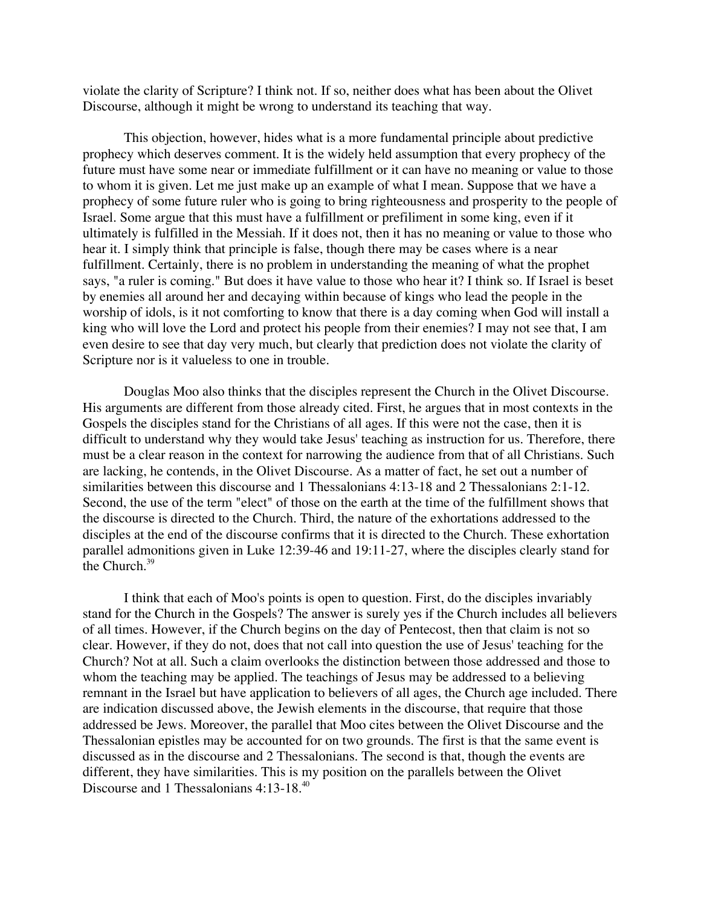violate the clarity of Scripture? I think not. If so, neither does what has been about the Olivet Discourse, although it might be wrong to understand its teaching that way.

This objection, however, hides what is a more fundamental principle about predictive prophecy which deserves comment. It is the widely held assumption that every prophecy of the future must have some near or immediate fulfillment or it can have no meaning or value to those to whom it is given. Let me just make up an example of what I mean. Suppose that we have a prophecy of some future ruler who is going to bring righteousness and prosperity to the people of Israel. Some argue that this must have a fulfillment or prefiliment in some king, even if it ultimately is fulfilled in the Messiah. If it does not, then it has no meaning or value to those who hear it. I simply think that principle is false, though there may be cases where is a near fulfillment. Certainly, there is no problem in understanding the meaning of what the prophet says, "a ruler is coming." But does it have value to those who hear it? I think so. If Israel is beset by enemies all around her and decaying within because of kings who lead the people in the worship of idols, is it not comforting to know that there is a day coming when God will install a king who will love the Lord and protect his people from their enemies? I may not see that, I am even desire to see that day very much, but clearly that prediction does not violate the clarity of Scripture nor is it valueless to one in trouble.

Douglas Moo also thinks that the disciples represent the Church in the Olivet Discourse. His arguments are different from those already cited. First, he argues that in most contexts in the Gospels the disciples stand for the Christians of all ages. If this were not the case, then it is difficult to understand why they would take Jesus' teaching as instruction for us. Therefore, there must be a clear reason in the context for narrowing the audience from that of all Christians. Such are lacking, he contends, in the Olivet Discourse. As a matter of fact, he set out a number of similarities between this discourse and 1 Thessalonians 4:13-18 and 2 Thessalonians 2:1-12. Second, the use of the term "elect" of those on the earth at the time of the fulfillment shows that the discourse is directed to the Church. Third, the nature of the exhortations addressed to the disciples at the end of the discourse confirms that it is directed to the Church. These exhortation parallel admonitions given in Luke 12:39-46 and 19:11-27, where the disciples clearly stand for the Church.[39]

I think that each of Moo's points is open to question. First, do the disciples invariably stand for the Church in the Gospels? The answer is surely yes if the Church includes all believers of all times. However, if the Church begins on the day of Pentecost, then that claim is not so clear. However, if they do not, does that not call into question the use of Jesus' teaching for the Church? Not at all. Such a claim overlooks the distinction between those addressed and those to whom the teaching may be applied. The teachings of Jesus may be addressed to a believing remnant in the Israel but have application to believers of all ages, the Church age included. There are indication discussed above, the Jewish elements in the discourse, that require that those addressed be Jews. Moreover, the parallel that Moo cites between the Olivet Discourse and the Thessalonian epistles may be accounted for on two grounds. The first is that the same event is discussed as in the discourse and 2 Thessalonians. The second is that, though the events are different, they have similarities. This is my position on the parallels between the Olivet Discourse and 1 Thessalonians 4:13-18.[40]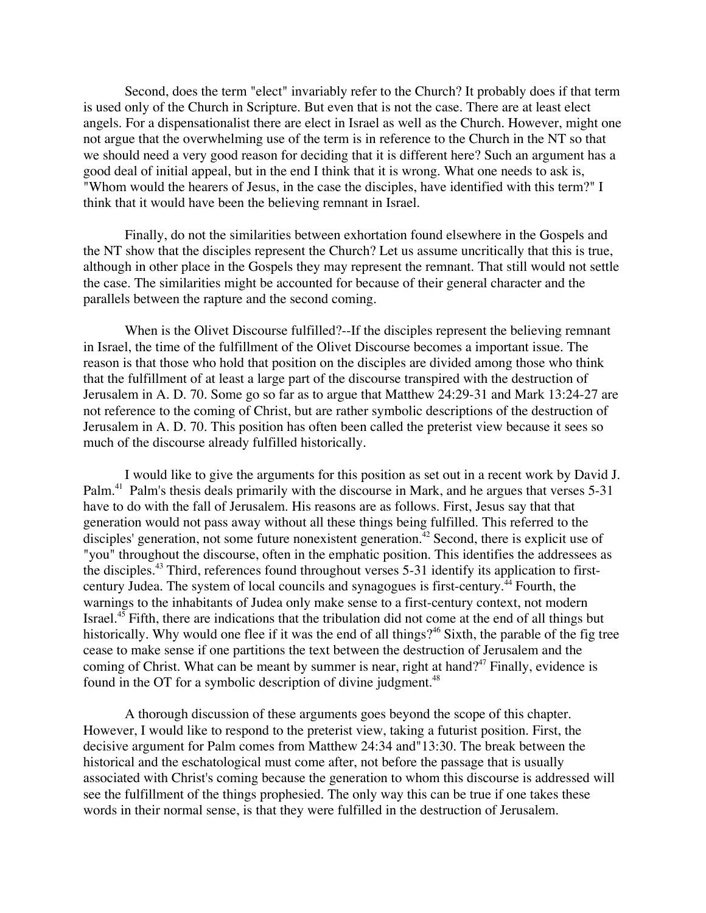Second, does the term "elect" invariably refer to the Church? It probably does if that term is used only of the Church in Scripture. But even that is not the case. There are at least elect angels. For a dispensationalist there are elect in Israel as well as the Church. However, might one not argue that the overwhelming use of the term is in reference to the Church in the NT so that we should need a very good reason for deciding that it is different here? Such an argument has a good deal of initial appeal, but in the end I think that it is wrong. What one needs to ask is, "Whom would the hearers of Jesus, in the case the disciples, have identified with this term?" I think that it would have been the believing remnant in Israel.

Finally, do not the similarities between exhortation found elsewhere in the Gospels and the NT show that the disciples represent the Church? Let us assume uncritically that this is true, although in other place in the Gospels they may represent the remnant. That still would not settle the case. The similarities might be accounted for because of their general character and the parallels between the rapture and the second coming.

When is the Olivet Discourse fulfilled?--If the disciples represent the believing remnant in Israel, the time of the fulfillment of the Olivet Discourse becomes a important issue. The reason is that those who hold that position on the disciples are divided among those who think that the fulfillment of at least a large part of the discourse transpired with the destruction of Jerusalem in A. D. 70. Some go so far as to argue that Matthew 24:29-31 and Mark 13:24-27 are not reference to the coming of Christ, but are rather symbolic descriptions of the destruction of Jerusalem in A. D. 70. This position has often been called the preterist view because it sees so much of the discourse already fulfilled historically.

I would like to give the arguments for this position as set out in a recent work by David J. Palm.[41] Palm's thesis deals primarily with the discourse in Mark, and he argues that verses 5-31 have to do with the fall of Jerusalem. His reasons are as follows. First, Jesus say that that generation would not pass away without all these things being fulfilled. This referred to the disciples' generation, not some future nonexistent generation.[42] Second, there is explicit use of "you" throughout the discourse, often in the emphatic position. This identifies the addressees as the disciples.[43] Third, references found throughout verses 5-31 identify its application to first-century Judea. The system of local councils and synagogues is first-century.[44] Fourth, the warnings to the inhabitants of Judea only make sense to a first-century context, not modern Israel.[45] Fifth, there are indications that the tribulation did not come at the end of all things but historically. Why would one flee if it was the end of all things?[46] Sixth, the parable of the fig tree cease to make sense if one partitions the text between the destruction of Jerusalem and the coming of Christ. What can be meant by summer is near, right at hand?[47] Finally, evidence is found in the OT for a symbolic description of divine judgment.[48]

A thorough discussion of these arguments goes beyond the scope of this chapter. However, I would like to respond to the preterist view, taking a futurist position. First, the decisive argument for Palm comes from Matthew 24:34 and"13:30. The break between the historical and the eschatological must come after, not before the passage that is usually associated with Christ's coming because the generation to whom this discourse is addressed will see the fulfillment of the things prophesied. The only way this can be true if one takes these words in their normal sense, is that they were fulfilled in the destruction of Jerusalem.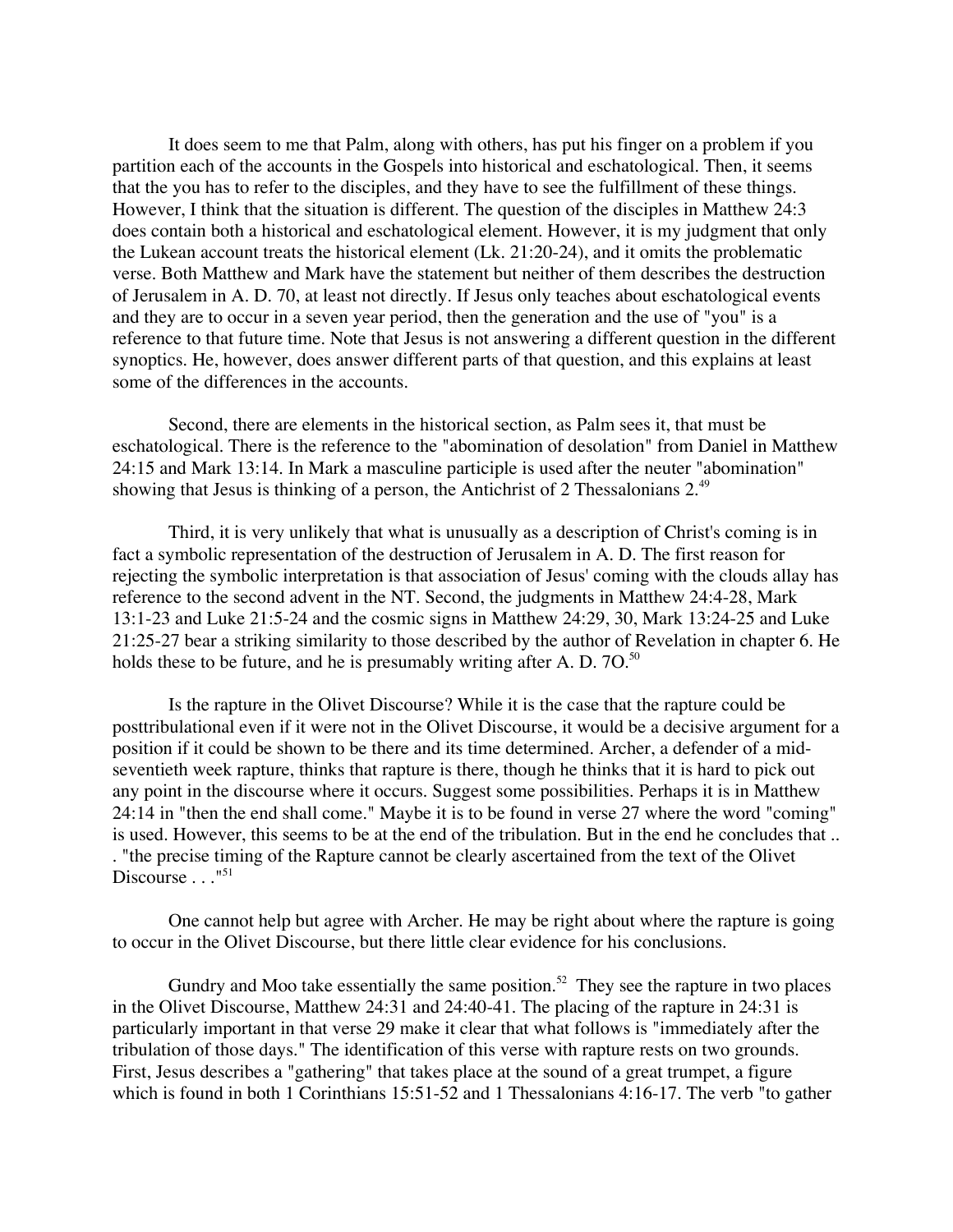It does seem to me that Palm, along with others, has put his finger on a problem if you partition each of the accounts in the Gospels into historical and eschatological. Then, it seems that the you has to refer to the disciples, and they have to see the fulfillment of these things. However, I think that the situation is different. The question of the disciples in Matthew 24:3 does contain both a historical and eschatological element. However, it is my judgment that only the Lukean account treats the historical element (Lk. 21:20-24), and it omits the problematic verse. Both Matthew and Mark have the statement but neither of them describes the destruction of Jerusalem in A. D. 70, at least not directly. If Jesus only teaches about eschatological events and they are to occur in a seven year period, then the generation and the use of "you" is a reference to that future time. Note that Jesus is not answering a different question in the different synoptics. He, however, does answer different parts of that question, and this explains at least some of the differences in the accounts.

Second, there are elements in the historical section, as Palm sees it, that must be eschatological. There is the reference to the "abomination of desolation" from Daniel in Matthew 24:15 and Mark 13:14. In Mark a masculine participle is used after the neuter "abomination" showing that Jesus is thinking of a person, the Antichrist of 2 Thessalonians 2.[49]

Third, it is very unlikely that what is unusually as a description of Christ's coming is in fact a symbolic representation of the destruction of Jerusalem in A. D. The first reason for rejecting the symbolic interpretation is that association of Jesus' coming with the clouds allay has reference to the second advent in the NT. Second, the judgments in Matthew 24:4-28, Mark 13:1-23 and Luke 21:5-24 and the cosmic signs in Matthew 24:29, 30, Mark 13:24-25 and Luke 21:25-27 bear a striking similarity to those described by the author of Revelation in chapter 6. He holds these to be future, and he is presumably writing after A. D. 7O.[50]

Is the rapture in the Olivet Discourse? While it is the case that the rapture could be posttribulational even if it were not in the Olivet Discourse, it would be a decisive argument for a position if it could be shown to be there and its time determined. Archer, a defender of a mid-seventieth week rapture, thinks that rapture is there, though he thinks that it is hard to pick out any point in the discourse where it occurs. Suggest some possibilities. Perhaps it is in Matthew 24:14 in "then the end shall come." Maybe it is to be found in verse 27 where the word "coming" is used. However, this seems to be at the end of the tribulation. But in the end he concludes that .. . "the precise timing of the Rapture cannot be clearly ascertained from the text of the Olivet Discourse . . ."[51]

One cannot help but agree with Archer. He may be right about where the rapture is going to occur in the Olivet Discourse, but there little clear evidence for his conclusions.

Gundry and Moo take essentially the same position.[52] They see the rapture in two places in the Olivet Discourse, Matthew 24:31 and 24:40-41. The placing of the rapture in 24:31 is particularly important in that verse 29 make it clear that what follows is "immediately after the tribulation of those days." The identification of this verse with rapture rests on two grounds. First, Jesus describes a "gathering" that takes place at the sound of a great trumpet, a figure which is found in both 1 Corinthians 15:51-52 and 1 Thessalonians 4:16-17. The verb "to gather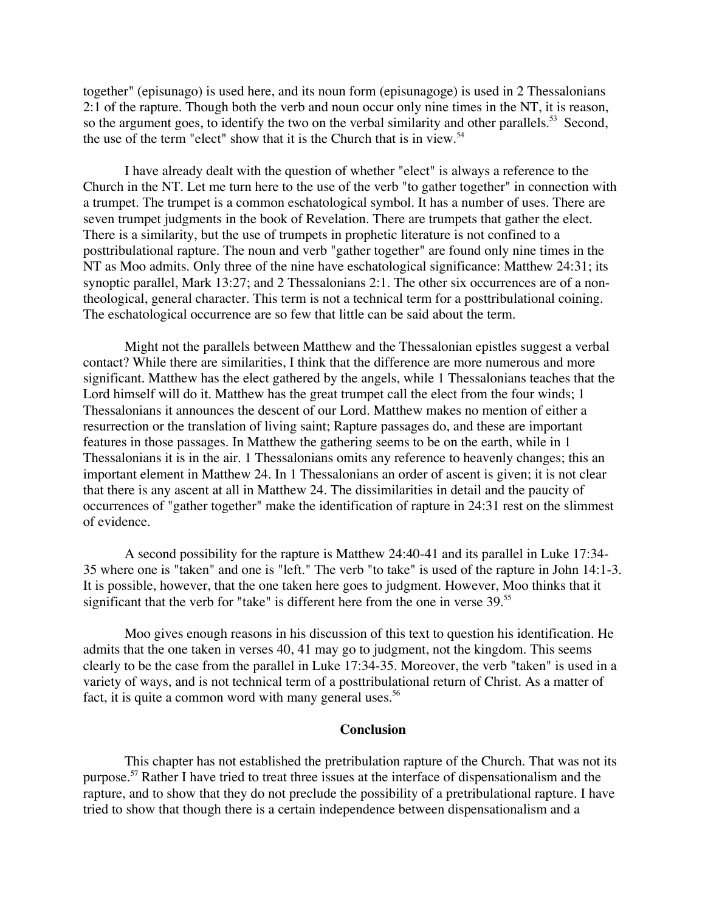together" (episunago) is used here, and its noun form (episunagoge) is used in 2 Thessalonians 2:1 of the rapture. Though both the verb and noun occur only nine times in the NT, it is reason, so the argument goes, to identify the two on the verbal similarity and other parallels.[53] Second, the use of the term "elect" show that it is the Church that is in view.[54]

I have already dealt with the question of whether "elect" is always a reference to the Church in the NT. Let me turn here to the use of the verb "to gather together" in connection with a trumpet. The trumpet is a common eschatological symbol. It has a number of uses. There are seven trumpet judgments in the book of Revelation. There are trumpets that gather the elect. There is a similarity, but the use of trumpets in prophetic literature is not confined to a posttribulational rapture. The noun and verb "gather together" are found only nine times in the NT as Moo admits. Only three of the nine have eschatological significance: Matthew 24:31; its synoptic parallel, Mark 13:27; and 2 Thessalonians 2:1. The other six occurrences are of a non-theological, general character. This term is not a technical term for a posttribulational coining. The eschatological occurrence are so few that little can be said about the term.

Might not the parallels between Matthew and the Thessalonian epistles suggest a verbal contact? While there are similarities, I think that the difference are more numerous and more significant. Matthew has the elect gathered by the angels, while 1 Thessalonians teaches that the Lord himself will do it. Matthew has the great trumpet call the elect from the four winds; 1 Thessalonians it announces the descent of our Lord. Matthew makes no mention of either a resurrection or the translation of living saint; Rapture passages do, and these are important features in those passages. In Matthew the gathering seems to be on the earth, while in 1 Thessalonians it is in the air. 1 Thessalonians omits any reference to heavenly changes; this an important element in Matthew 24. In 1 Thessalonians an order of ascent is given; it is not clear that there is any ascent at all in Matthew 24. The dissimilarities in detail and the paucity of occurrences of "gather together" make the identification of rapture in 24:31 rest on the slimmest of evidence.

A second possibility for the rapture is Matthew 24:40-41 and its parallel in Luke 17:34-35 where one is "taken" and one is "left." The verb "to take" is used of the rapture in John 14:1-3. It is possible, however, that the one taken here goes to judgment. However, Moo thinks that it significant that the verb for "take" is different here from the one in verse 39.[55]

Moo gives enough reasons in his discussion of this text to question his identification. He admits that the one taken in verses 40, 41 may go to judgment, not the kingdom. This seems clearly to be the case from the parallel in Luke 17:34-35. Moreover, the verb "taken" is used in a variety of ways, and is not technical term of a posttribulational return of Christ. As a matter of fact, it is quite a common word with many general uses.[56]

## Conclusion

This chapter has not established the pretribulation rapture of the Church. That was not its purpose.[57] Rather I have tried to treat three issues at the interface of dispensationalism and the rapture, and to show that they do not preclude the possibility of a pretribulational rapture. I have tried to show that though there is a certain independence between dispensationalism and a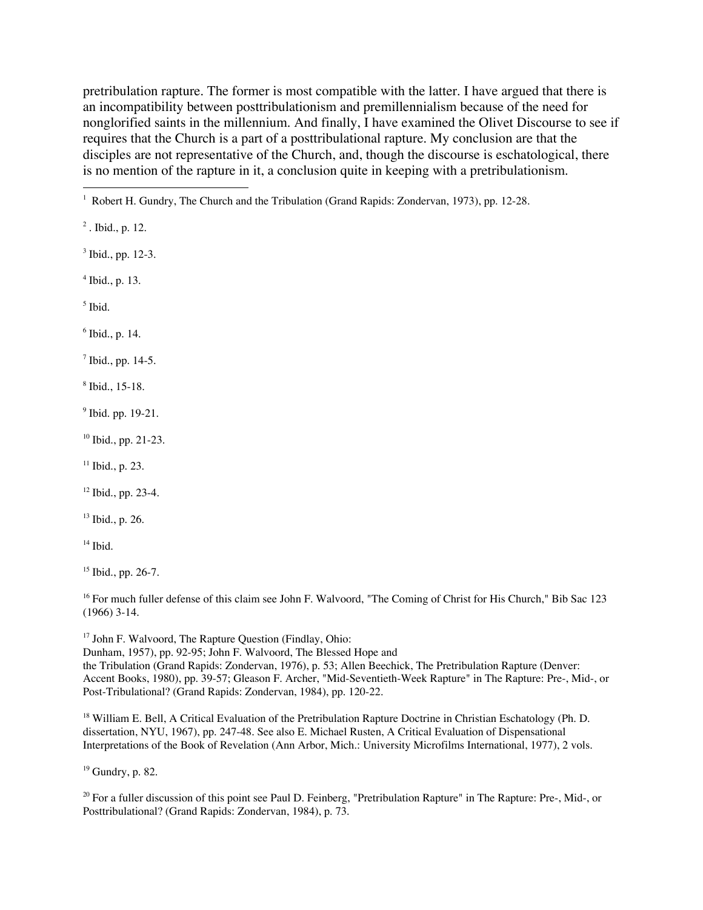pretribulation rapture. The former is most compatible with the latter. I have argued that there is an incompatibility between posttribulationism and premillennialism because of the need for nonglorified saints in the millennium. And finally, I have examined the Olivet Discourse to see if requires that the Church is a part of a posttribulational rapture. My conclusion are that the disciples are not representative of the Church, and, though the discourse is eschatological, there is no mention of the rapture in it, a conclusion quite in keeping with a pretribulationism.

---

[1] Robert H. Gundry, The Church and the Tribulation (Grand Rapids: Zondervan, 1973), pp. 12-28.

[2] . Ibid., p. 12.

[3] Ibid., pp. 12-3.

[4] Ibid., p. 13.

[5] Ibid.

[6] Ibid., p. 14.

[7] Ibid., pp. 14-5.

[8] Ibid., 15-18.

[9] Ibid. pp. 19-21.

[10] Ibid., pp. 21-23.

[11] Ibid., p. 23.

[12] Ibid., pp. 23-4.

[13] Ibid., p. 26.

[14] Ibid.

[15] Ibid., pp. 26-7.

[16] For much fuller defense of this claim see John F. Walvoord, "The Coming of Christ for His Church," Bib Sac 123 (1966) 3-14.

[17] John F. Walvoord, The Rapture Question (Findlay, Ohio: Dunham, 1957), pp. 92-95; John F. Walvoord, The Blessed Hope and the Tribulation (Grand Rapids: Zondervan, 1976), p. 53; Allen Beechick, The Pretribulation Rapture (Denver: Accent Books, 1980), pp. 39-57; Gleason F. Archer, "Mid-Seventieth-Week Rapture" in The Rapture: Pre-, Mid-, or Post-Tribulational? (Grand Rapids: Zondervan, 1984), pp. 120-22.

[18] William E. Bell, A Critical Evaluation of the Pretribulation Rapture Doctrine in Christian Eschatology (Ph. D. dissertation, NYU, 1967), pp. 247-48. See also E. Michael Rusten, A Critical Evaluation of Dispensational Interpretations of the Book of Revelation (Ann Arbor, Mich.: University Microfilms International, 1977), 2 vols.

[19] Gundry, p. 82.

[20] For a fuller discussion of this point see Paul D. Feinberg, "Pretribulation Rapture" in The Rapture: Pre-, Mid-, or Posttribulational? (Grand Rapids: Zondervan, 1984), p. 73.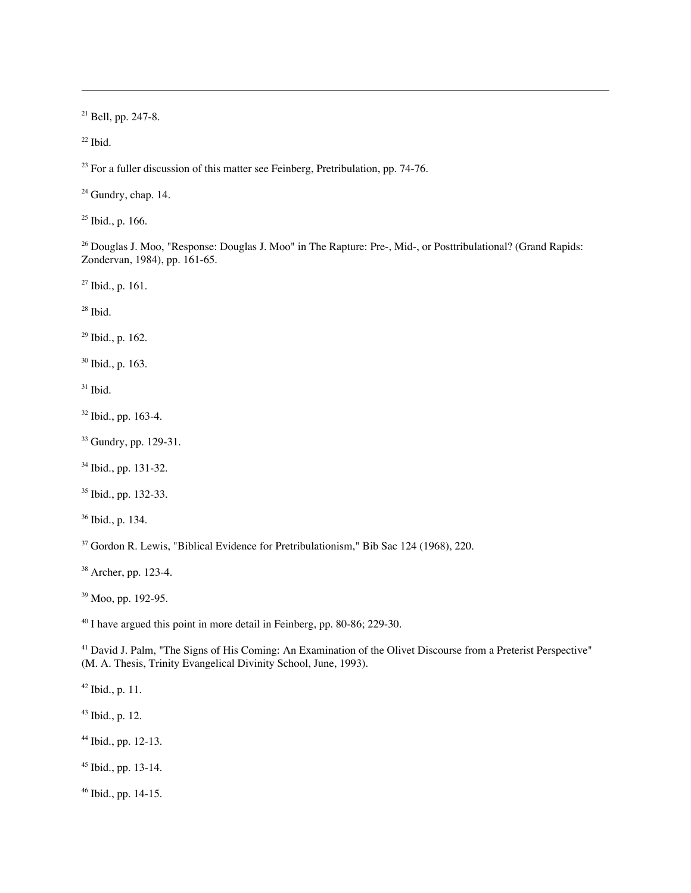---

[21] Bell, pp. 247-8.

[22] Ibid.

[23] For a fuller discussion of this matter see Feinberg, Pretribulation, pp. 74-76.

[24] Gundry, chap. 14.

[25] Ibid., p. 166.

[26] Douglas J. Moo, "Response: Douglas J. Moo" in The Rapture: Pre-, Mid-, or Posttribulational? (Grand Rapids: Zondervan, 1984), pp. 161-65.

[27] Ibid., p. 161.

[28] Ibid.

[29] Ibid., p. 162.

[30] Ibid., p. 163.

[31] Ibid.

[32] Ibid., pp. 163-4.

[33] Gundry, pp. 129-31.

[34] Ibid., pp. 131-32.

[35] Ibid., pp. 132-33.

[36] Ibid., p. 134.

[37] Gordon R. Lewis, "Biblical Evidence for Pretribulationism," Bib Sac 124 (1968), 220.

[38] Archer, pp. 123-4.

[39] Moo, pp. 192-95.

[40] I have argued this point in more detail in Feinberg, pp. 80-86; 229-30.

[41] David J. Palm, "The Signs of His Coming: An Examination of the Olivet Discourse from a Preterist Perspective" (M. A. Thesis, Trinity Evangelical Divinity School, June, 1993).

[42] Ibid., p. 11.

[43] Ibid., p. 12.

[44] Ibid., pp. 12-13.

[45] Ibid., pp. 13-14.

[46] Ibid., pp. 14-15.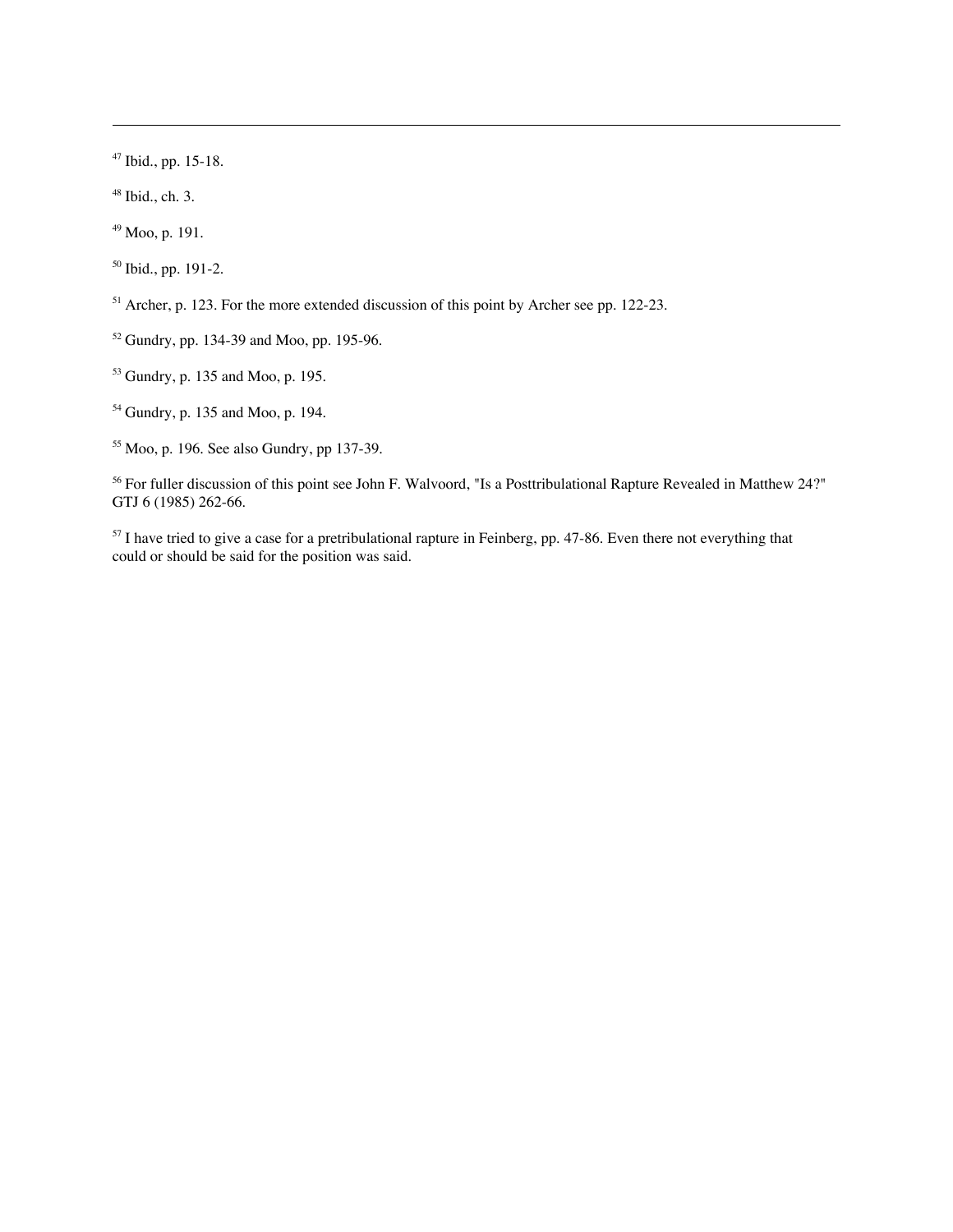[47] Ibid., pp. 15-18.

[48] Ibid., ch. 3.

[49] Moo, p. 191.

[50] Ibid., pp. 191-2.

[51] Archer, p. 123. For the more extended discussion of this point by Archer see pp. 122-23.

[52] Gundry, pp. 134-39 and Moo, pp. 195-96.

[53] Gundry, p. 135 and Moo, p. 195.

[54] Gundry, p. 135 and Moo, p. 194.

[55] Moo, p. 196. See also Gundry, pp 137-39.

[56] For fuller discussion of this point see John F. Walvoord, "Is a Posttribulational Rapture Revealed in Matthew 24?" GTJ 6 (1985) 262-66.

[57] I have tried to give a case for a pretribulational rapture in Feinberg, pp. 47-86. Even there not everything that could or should be said for the position was said.